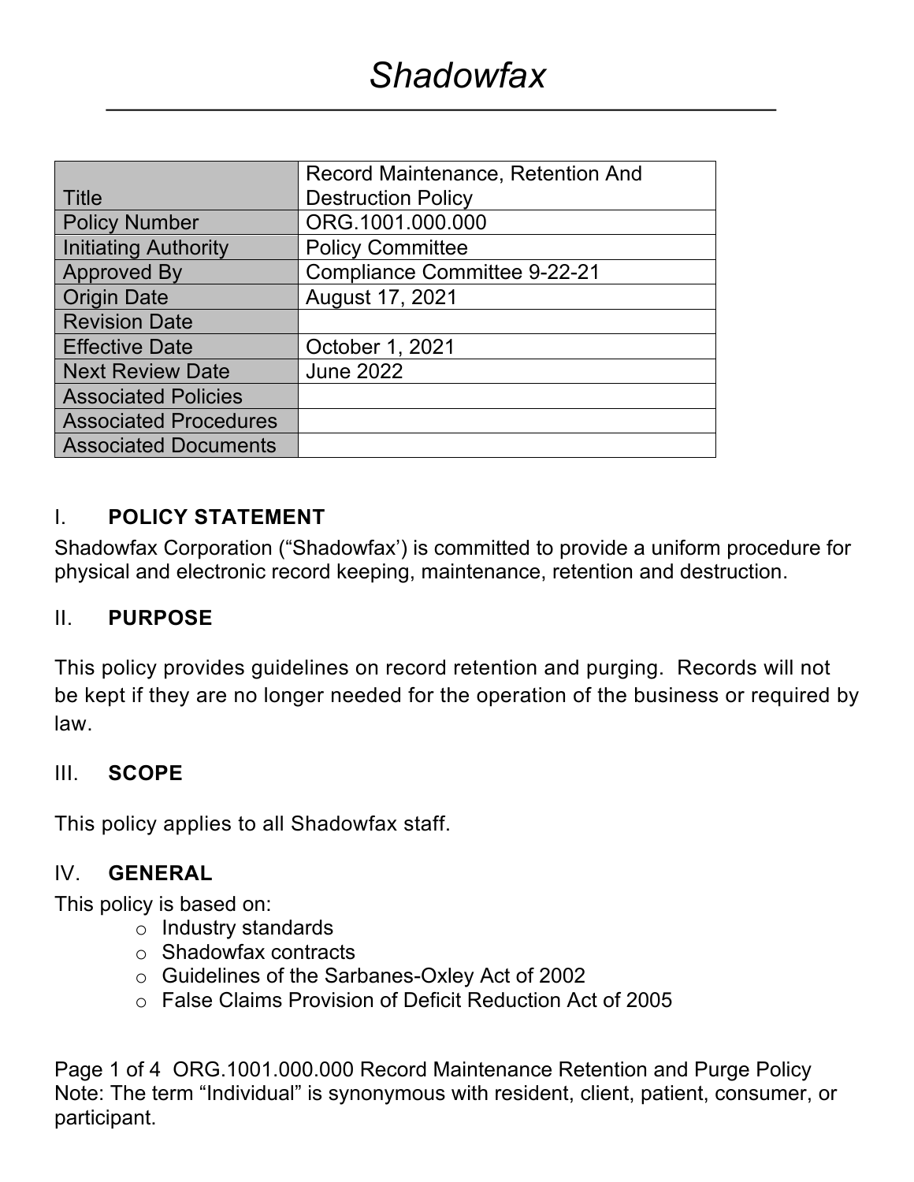# *Shadowfax*

| | |
|---|---|
| Title | Record Maintenance, Retention And Destruction Policy |
| Policy Number | ORG.1001.000.000 |
| Initiating Authority | Policy Committee |
| Approved By | Compliance Committee 9-22-21 |
| Origin Date | August 17, 2021 |
| Revision Date | |
| Effective Date | October 1, 2021 |
| Next Review Date | June 2022 |
| Associated Policies | |
| Associated Procedures | |
| Associated Documents | |

## I. POLICY STATEMENT

Shadowfax Corporation (“Shadowfax’) is committed to provide a uniform procedure for physical and electronic record keeping, maintenance, retention and destruction.

## II. PURPOSE

This policy provides guidelines on record retention and purging. Records will not be kept if they are no longer needed for the operation of the business or required by law.

## III. SCOPE

This policy applies to all Shadowfax staff.

## IV. GENERAL

This policy is based on:

- Industry standards
- Shadowfax contracts
- Guidelines of the Sarbanes-Oxley Act of 2002
- False Claims Provision of Deficit Reduction Act of 2005

Note: The term “Individual” is synonymous with resident, client, patient, consumer, or participant.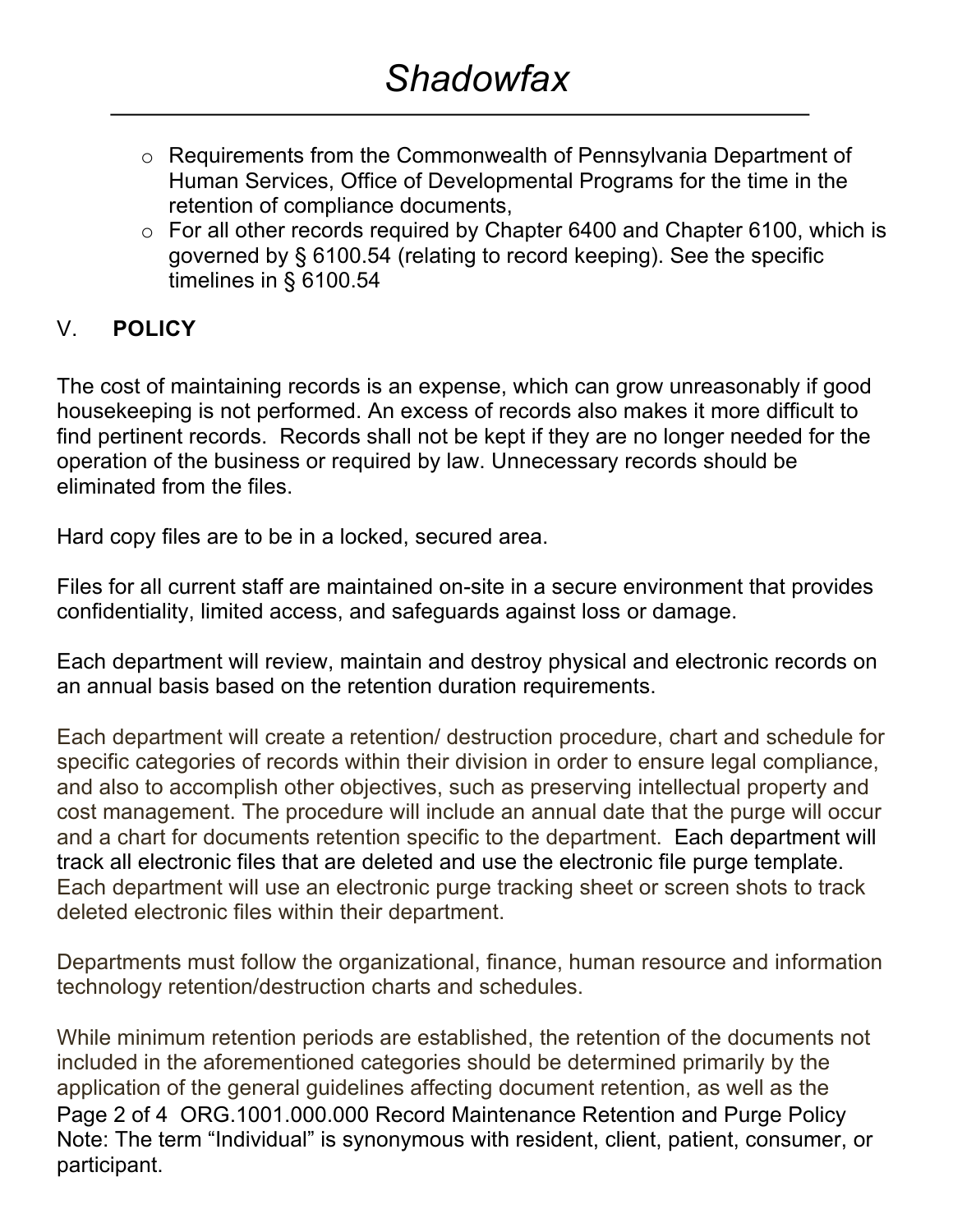- Requirements from the Commonwealth of Pennsylvania Department of Human Services, Office of Developmental Programs for the time in the retention of compliance documents,
- For all other records required by Chapter 6400 and Chapter 6100, which is governed by § 6100.54 (relating to record keeping). See the specific timelines in § 6100.54

## V. **POLICY**

The cost of maintaining records is an expense, which can grow unreasonably if good housekeeping is not performed. An excess of records also makes it more difficult to find pertinent records. Records shall not be kept if they are no longer needed for the operation of the business or required by law. Unnecessary records should be eliminated from the files.

Hard copy files are to be in a locked, secured area.

Files for all current staff are maintained on-site in a secure environment that provides confidentiality, limited access, and safeguards against loss or damage.

Each department will review, maintain and destroy physical and electronic records on an annual basis based on the retention duration requirements.

Each department will create a retention/ destruction procedure, chart and schedule for specific categories of records within their division in order to ensure legal compliance, and also to accomplish other objectives, such as preserving intellectual property and cost management. The procedure will include an annual date that the purge will occur and a chart for documents retention specific to the department. Each department will track all electronic files that are deleted and use the electronic file purge template. Each department will use an electronic purge tracking sheet or screen shots to track deleted electronic files within their department.

Departments must follow the organizational, finance, human resource and information technology retention/destruction charts and schedules.

While minimum retention periods are established, the retention of the documents not included in the aforementioned categories should be determined primarily by the application of the general guidelines affecting document retention, as well as the

Note: The term "Individual" is synonymous with resident, client, patient, consumer, or participant.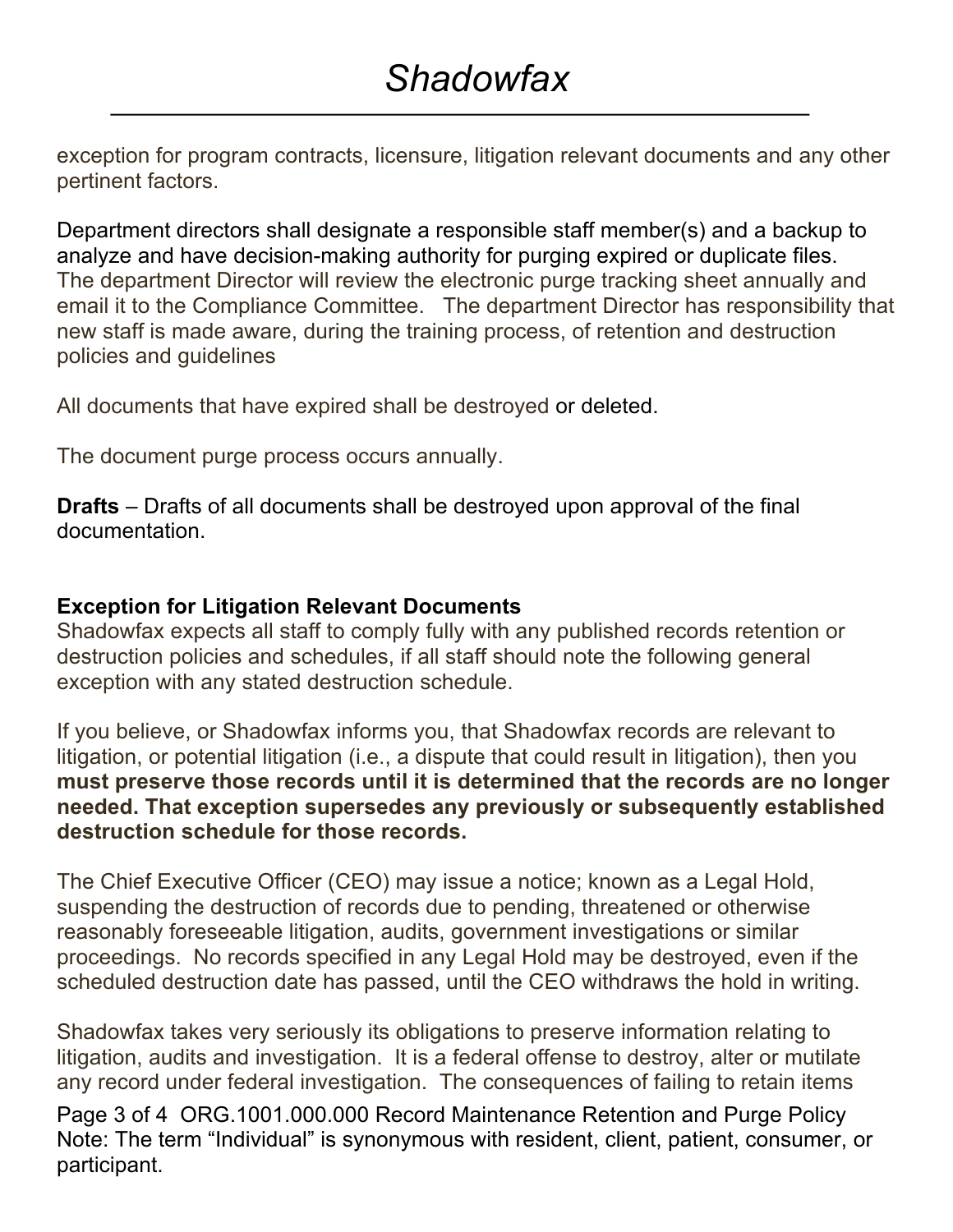exception for program contracts, licensure, litigation relevant documents and any other pertinent factors.

Department directors shall designate a responsible staff member(s) and a backup to analyze and have decision-making authority for purging expired or duplicate files. The department Director will review the electronic purge tracking sheet annually and email it to the Compliance Committee. The department Director has responsibility that new staff is made aware, during the training process, of retention and destruction policies and guidelines

All documents that have expired shall be destroyed or deleted.

The document purge process occurs annually.

**Drafts** – Drafts of all documents shall be destroyed upon approval of the final documentation.

**Exception for Litigation Relevant Documents**

Shadowfax expects all staff to comply fully with any published records retention or destruction policies and schedules, if all staff should note the following general exception with any stated destruction schedule.

If you believe, or Shadowfax informs you, that Shadowfax records are relevant to litigation, or potential litigation (i.e., a dispute that could result in litigation), then you **must preserve those records until it is determined that the records are no longer needed. That exception supersedes any previously or subsequently established destruction schedule for those records.**

The Chief Executive Officer (CEO) may issue a notice; known as a Legal Hold, suspending the destruction of records due to pending, threatened or otherwise reasonably foreseeable litigation, audits, government investigations or similar proceedings. No records specified in any Legal Hold may be destroyed, even if the scheduled destruction date has passed, until the CEO withdraws the hold in writing.

Shadowfax takes very seriously its obligations to preserve information relating to litigation, audits and investigation. It is a federal offense to destroy, alter or mutilate any record under federal investigation. The consequences of failing to retain items

Note: The term "Individual" is synonymous with resident, client, patient, consumer, or participant.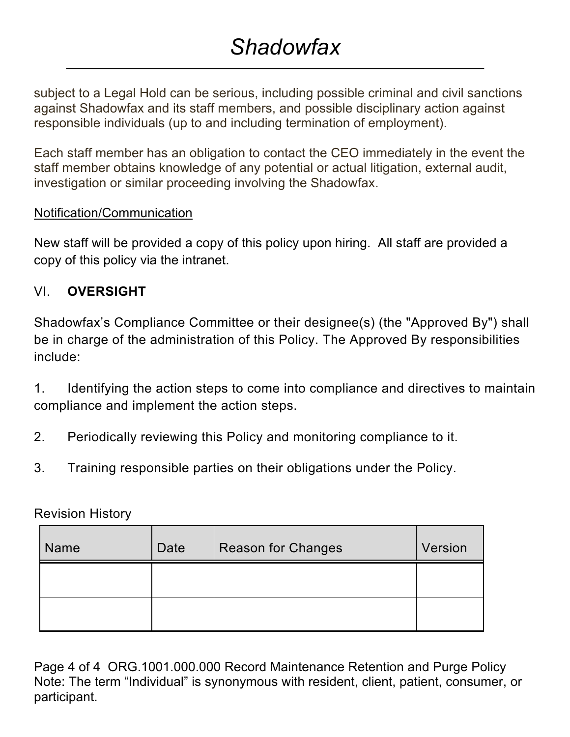subject to a Legal Hold can be serious, including possible criminal and civil sanctions against Shadowfax and its staff members, and possible disciplinary action against responsible individuals (up to and including termination of employment).

Each staff member has an obligation to contact the CEO immediately in the event the staff member obtains knowledge of any potential or actual litigation, external audit, investigation or similar proceeding involving the Shadowfax.

<u>Notification/Communication</u>

New staff will be provided a copy of this policy upon hiring. All staff are provided a copy of this policy via the intranet.

## VI. **OVERSIGHT**

Shadowfax's Compliance Committee or their designee(s) (the "Approved By") shall be in charge of the administration of this Policy. The Approved By responsibilities include:

1. Identifying the action steps to come into compliance and directives to maintain compliance and implement the action steps.

2. Periodically reviewing this Policy and monitoring compliance to it.

3. Training responsible parties on their obligations under the Policy.

Revision History

| Name | Date | Reason for Changes | Version |
|---|---|---|---|
| | | | |
| | | | |

ORG.1001.000.000 Record Maintenance Retention and Purge Policy
Note: The term "Individual" is synonymous with resident, client, patient, consumer, or participant.